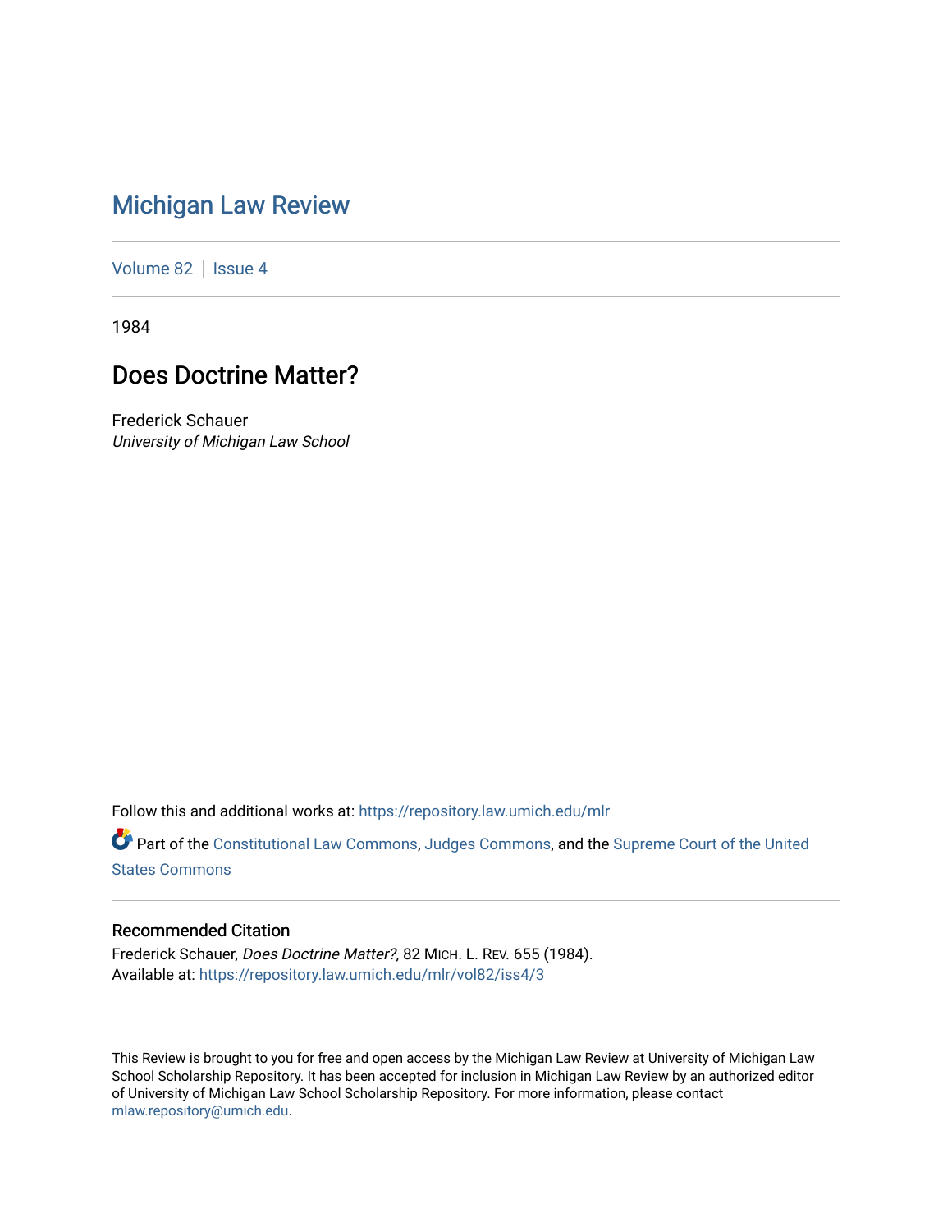# Michigan Law Review

Volume 82 | Issue 4

1984

## Does Doctrine Matter?

Frederick Schauer
*University of Michigan Law School*

Follow this and additional works at: https://repository.law.umich.edu/mlr

Part of the Constitutional Law Commons, Judges Commons, and the Supreme Court of the United States Commons

### Recommended Citation

Frederick Schauer, *Does Doctrine Matter?*, 82 MICH. L. REV. 655 (1984).
Available at: https://repository.law.umich.edu/mlr/vol82/iss4/3

This Review is brought to you for free and open access by the Michigan Law Review at University of Michigan Law School Scholarship Repository. It has been accepted for inclusion in Michigan Law Review by an authorized editor of University of Michigan Law School Scholarship Repository. For more information, please contact mlaw.repository@umich.edu.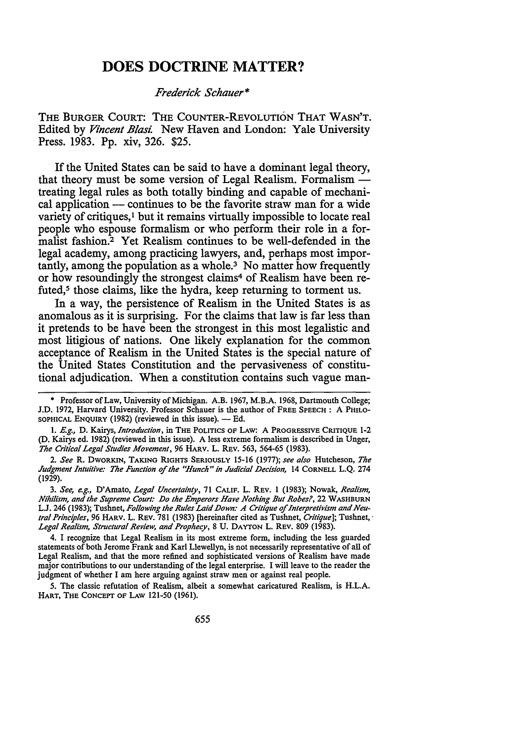# DOES DOCTRINE MATTER?

*Frederick Schauer**

THE BURGER COURT: THE COUNTER-REVOLUTION THAT WASN'T. Edited by *Vincent Blasi*. New Haven and London: Yale University Press. 1983. Pp. xiv, 326. $25.

If the United States can be said to have a dominant legal theory, that theory must be some version of Legal Realism. Formalism — treating legal rules as both totally binding and capable of mechanical application — continues to be the favorite straw man for a wide variety of critiques,[1] but it remains virtually impossible to locate real people who espouse formalism or who perform their role in a formalist fashion.[2] Yet Realism continues to be well-defended in the legal academy, among practicing lawyers, and, perhaps most importantly, among the population as a whole.[3] No matter how frequently or how resoundingly the strongest claims[4] of Realism have been refuted,[5] those claims, like the hydra, keep returning to torment us.

In a way, the persistence of Realism in the United States is as anomalous as it is surprising. For the claims that law is far less than it pretends to be have been the strongest in this most legalistic and most litigious of nations. One likely explanation for the common acceptance of Realism in the United States is the special nature of the United States Constitution and the pervasiveness of constitutional adjudication. When a constitution contains such vague man-

---

\* Professor of Law, University of Michigan. A.B. 1967, M.B.A. 1968, Dartmouth College; J.D. 1972, Harvard University. Professor Schauer is the author of FREE SPEECH : A PHILOSOPHICAL ENQUIRY (1982) (reviewed in this issue). — Ed.

1. *E.g.*, D. Kairys, *Introduction*, in THE POLITICS OF LAW: A PROGRESSIVE CRITIQUE 1-2 (D. Kairys ed. 1982) (reviewed in this issue). A less extreme formalism is described in Unger, *The Critical Legal Studies Movement*, 96 HARV. L. REV. 563, 564-65 (1983).

2. *See* R. DWORKIN, TAKING RIGHTS SERIOUSLY 15-16 (1977); *see also* Hutcheson, *The Judgment Intuitive: The Function of the "Hunch" in Judicial Decision*, 14 CORNELL L.Q. 274 (1929).

3. *See, e.g.*, D'Amato, *Legal Uncertainty*, 71 CALIF. L. REV. 1 (1983); Nowak, *Realism, Nihilism, and the Supreme Court: Do the Emperors Have Nothing But Robes?*, 22 WASHBURN L.J. 246 (1983); Tushnet, *Following the Rules Laid Down: A Critique of Interpretivism and Neutral Principles*, 96 HARV. L. REV. 781 (1983) [hereinafter cited as Tushnet, *Critique*]; Tushnet, *Legal Realism, Structural Review, and Prophecy*, 8 U. DAYTON L. REV. 809 (1983).

4. I recognize that Legal Realism in its most extreme form, including the less guarded statements of both Jerome Frank and Karl Llewellyn, is not necessarily representative of all of Legal Realism, and that the more refined and sophisticated versions of Realism have made major contributions to our understanding of the legal enterprise. I will leave to the reader the judgment of whether I am here arguing against straw men or against real people.

5. The classic refutation of Realism, albeit a somewhat caricatured Realism, is H.L.A. HART, THE CONCEPT OF LAW 121-50 (1961).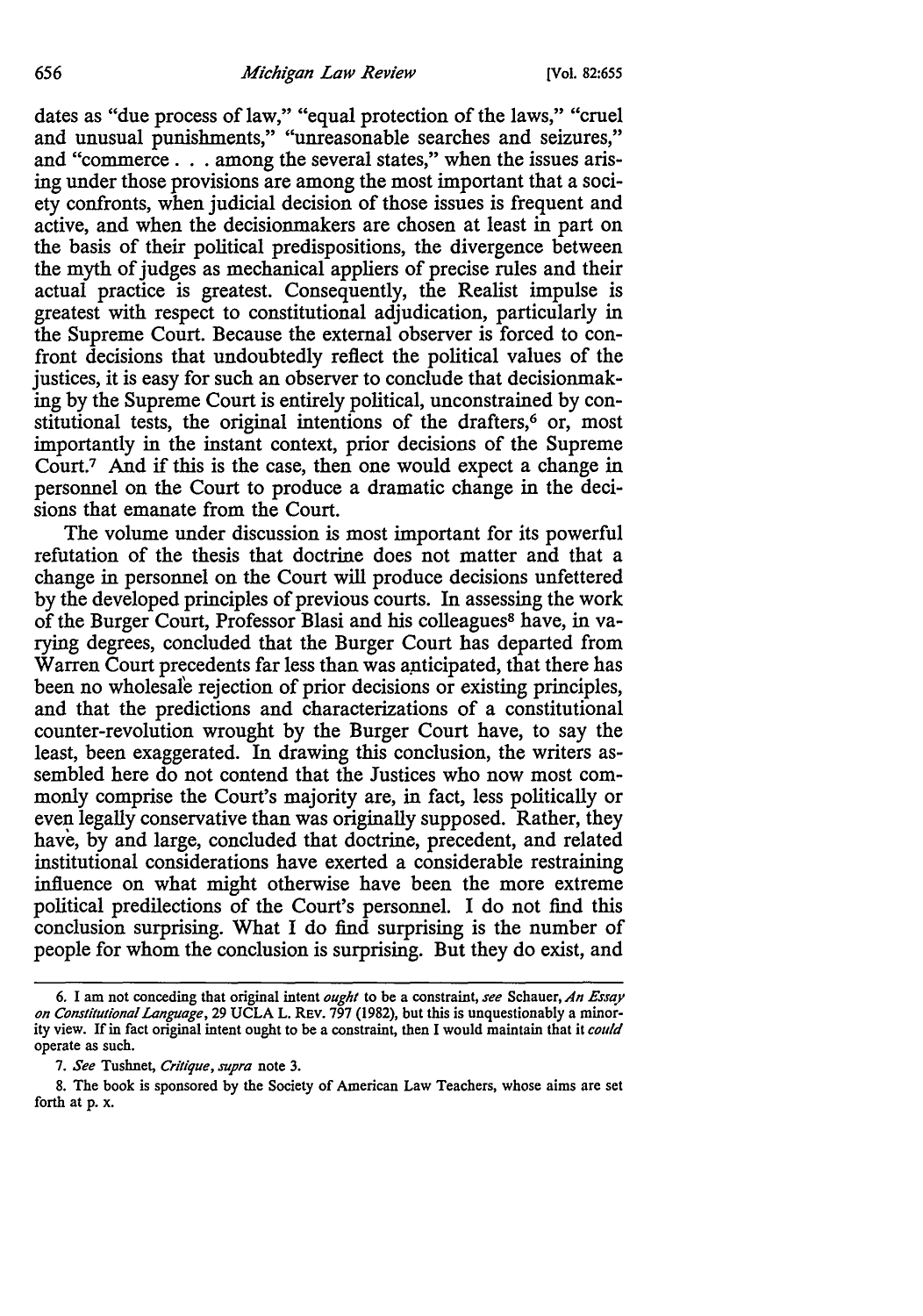dates as "due process of law," "equal protection of the laws," "cruel and unusual punishments," "unreasonable searches and seizures," and "commerce . . . among the several states," when the issues arising under those provisions are among the most important that a society confronts, when judicial decision of those issues is frequent and active, and when the decisionmakers are chosen at least in part on the basis of their political predispositions, the divergence between the myth of judges as mechanical appliers of precise rules and their actual practice is greatest. Consequently, the Realist impulse is greatest with respect to constitutional adjudication, particularly in the Supreme Court. Because the external observer is forced to confront decisions that undoubtedly reflect the political values of the justices, it is easy for such an observer to conclude that decisionmaking by the Supreme Court is entirely political, unconstrained by constitutional tests, the original intentions of the drafters,[6] or, most importantly in the instant context, prior decisions of the Supreme Court.[7] And if this is the case, then one would expect a change in personnel on the Court to produce a dramatic change in the decisions that emanate from the Court.

The volume under discussion is most important for its powerful refutation of the thesis that doctrine does not matter and that a change in personnel on the Court will produce decisions unfettered by the developed principles of previous courts. In assessing the work of the Burger Court, Professor Blasi and his colleagues[8] have, in varying degrees, concluded that the Burger Court has departed from Warren Court precedents far less than was anticipated, that there has been no wholesale rejection of prior decisions or existing principles, and that the predictions and characterizations of a constitutional counter-revolution wrought by the Burger Court have, to say the least, been exaggerated. In drawing this conclusion, the writers assembled here do not contend that the Justices who now most commonly comprise the Court's majority are, in fact, less politically or even legally conservative than was originally supposed. Rather, they have, by and large, concluded that doctrine, precedent, and related institutional considerations have exerted a considerable restraining influence on what might otherwise have been the more extreme political predilections of the Court's personnel. I do not find this conclusion surprising. What I do find surprising is the number of people for whom the conclusion is surprising. But they do exist, and

---

6. I am not conceding that original intent *ought* to be a constraint, *see* Schauer, *An Essay on Constitutional Language*, 29 UCLA L. REV. 797 (1982), but this is unquestionably a minority view. If in fact original intent ought to be a constraint, then I would maintain that it *could* operate as such.

7. *See* Tushnet, *Critique*, *supra* note 3.

8. The book is sponsored by the Society of American Law Teachers, whose aims are set forth at p. x.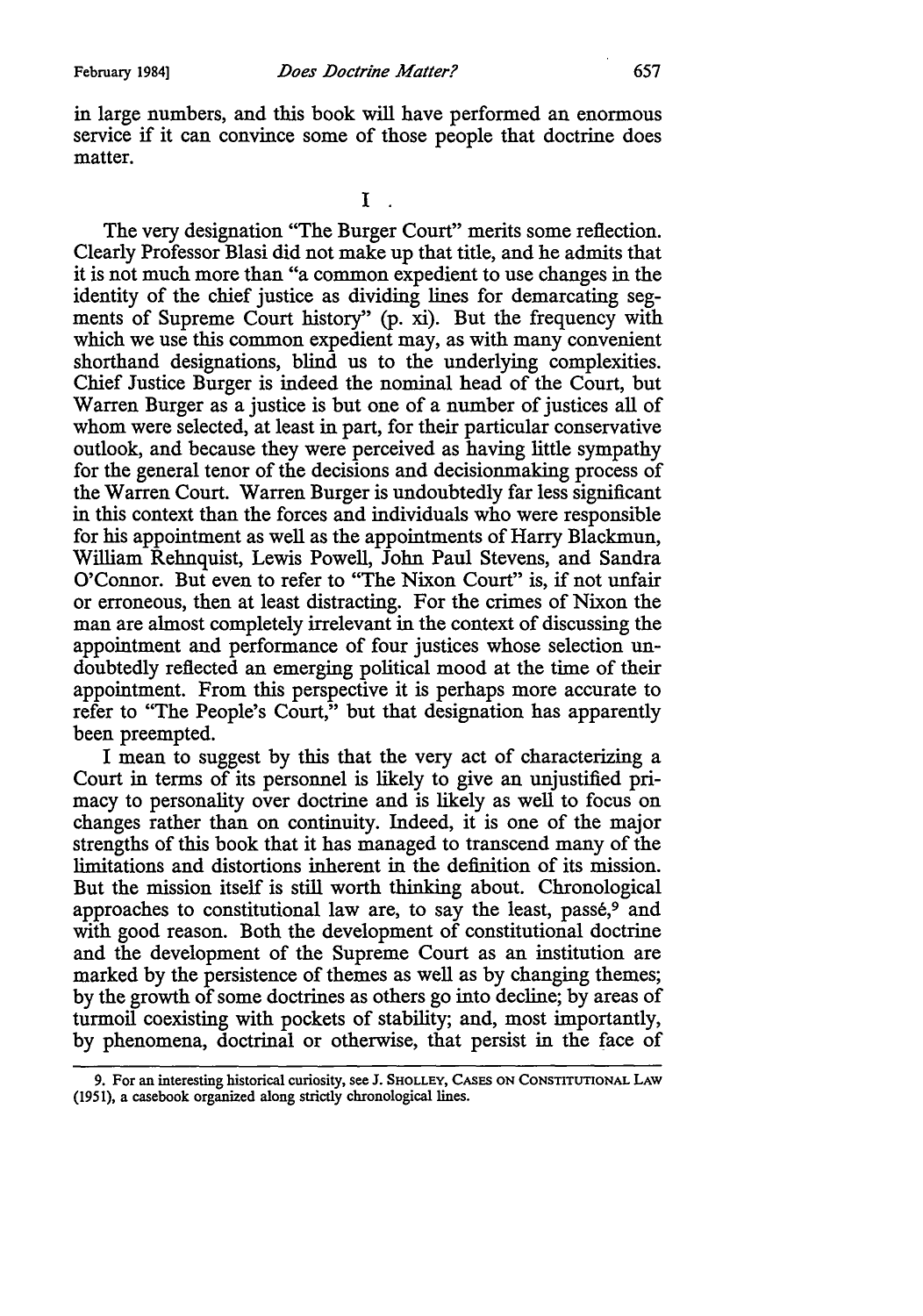in large numbers, and this book will have performed an enormous service if it can convince some of those people that doctrine does matter.

I

The very designation "The Burger Court" merits some reflection. Clearly Professor Blasi did not make up that title, and he admits that it is not much more than "a common expedient to use changes in the identity of the chief justice as dividing lines for demarcating segments of Supreme Court history" (p. xi). But the frequency with which we use this common expedient may, as with many convenient shorthand designations, blind us to the underlying complexities. Chief Justice Burger is indeed the nominal head of the Court, but Warren Burger as a justice is but one of a number of justices all of whom were selected, at least in part, for their particular conservative outlook, and because they were perceived as having little sympathy for the general tenor of the decisions and decisionmaking process of the Warren Court. Warren Burger is undoubtedly far less significant in this context than the forces and individuals who were responsible for his appointment as well as the appointments of Harry Blackmun, William Rehnquist, Lewis Powell, John Paul Stevens, and Sandra O'Connor. But even to refer to "The Nixon Court" is, if not unfair or erroneous, then at least distracting. For the crimes of Nixon the man are almost completely irrelevant in the context of discussing the appointment and performance of four justices whose selection undoubtedly reflected an emerging political mood at the time of their appointment. From this perspective it is perhaps more accurate to refer to "The People's Court," but that designation has apparently been preempted.

I mean to suggest by this that the very act of characterizing a Court in terms of its personnel is likely to give an unjustified primacy to personality over doctrine and is likely as well to focus on changes rather than on continuity. Indeed, it is one of the major strengths of this book that it has managed to transcend many of the limitations and distortions inherent in the definition of its mission. But the mission itself is still worth thinking about. Chronological approaches to constitutional law are, to say the least, passé,[9] and with good reason. Both the development of constitutional doctrine and the development of the Supreme Court as an institution are marked by the persistence of themes as well as by changing themes; by the growth of some doctrines as others go into decline; by areas of turmoil coexisting with pockets of stability; and, most importantly, by phenomena, doctrinal or otherwise, that persist in the face of

9. For an interesting historical curiosity, see J. SHOLLEY, CASES ON CONSTITUTIONAL LAW (1951), a casebook organized along strictly chronological lines.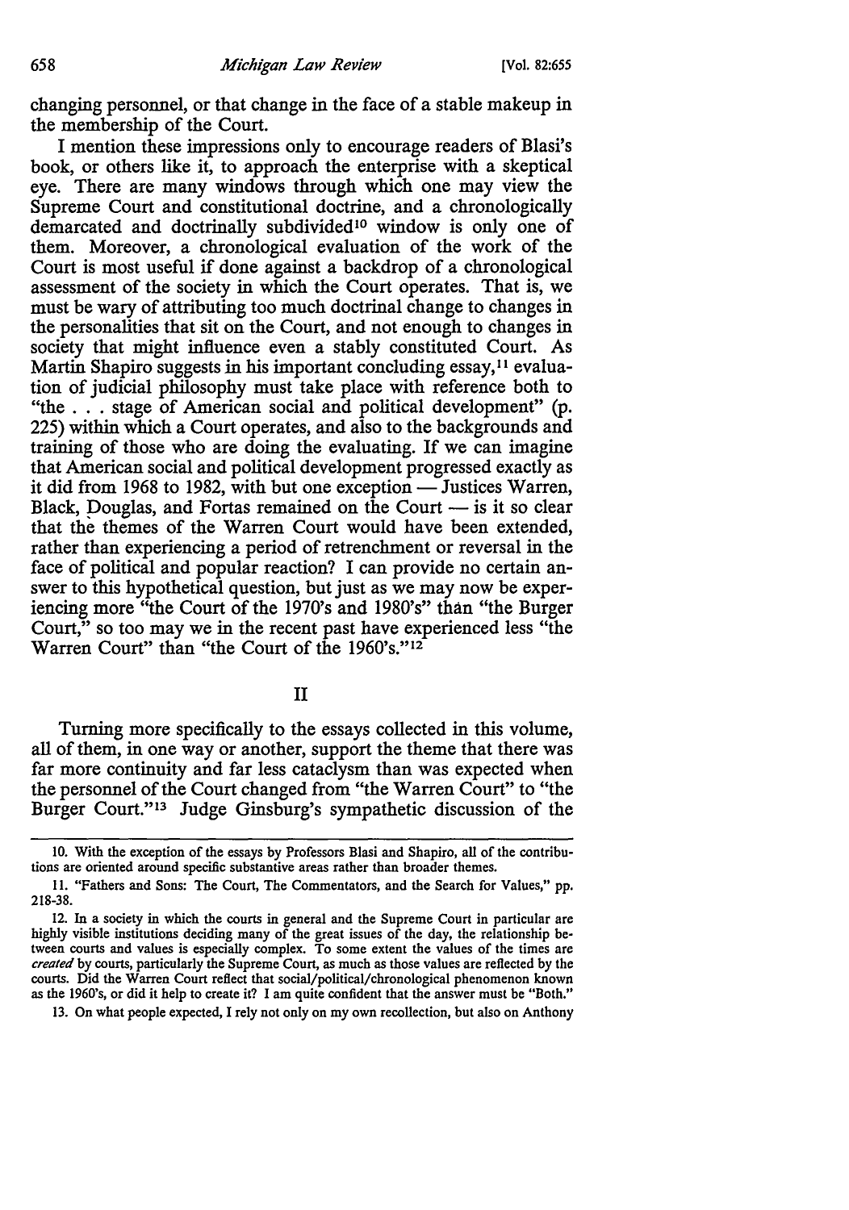changing personnel, or that change in the face of a stable makeup in the membership of the Court.

I mention these impressions only to encourage readers of Blasi's book, or others like it, to approach the enterprise with a skeptical eye. There are many windows through which one may view the Supreme Court and constitutional doctrine, and a chronologically demarcated and doctrinally subdivided[10] window is only one of them. Moreover, a chronological evaluation of the work of the Court is most useful if done against a backdrop of a chronological assessment of the society in which the Court operates. That is, we must be wary of attributing too much doctrinal change to changes in the personalities that sit on the Court, and not enough to changes in society that might influence even a stably constituted Court. As Martin Shapiro suggests in his important concluding essay,[11] evaluation of judicial philosophy must take place with reference both to "the . . . stage of American social and political development" (p. 225) within which a Court operates, and also to the backgrounds and training of those who are doing the evaluating. If we can imagine that American social and political development progressed exactly as it did from 1968 to 1982, with but one exception — Justices Warren, Black, Douglas, and Fortas remained on the Court — is it so clear that the themes of the Warren Court would have been extended, rather than experiencing a period of retrenchment or reversal in the face of political and popular reaction? I can provide no certain answer to this hypothetical question, but just as we may now be experiencing more "the Court of the 1970's and 1980's" than "the Burger Court," so too may we in the recent past have experienced less "the Warren Court" than "the Court of the 1960's."[12]

## II

Turning more specifically to the essays collected in this volume, all of them, in one way or another, support the theme that there was far more continuity and far less cataclysm than was expected when the personnel of the Court changed from "the Warren Court" to "the Burger Court."[13] Judge Ginsburg's sympathetic discussion of the

---

10. With the exception of the essays by Professors Blasi and Shapiro, all of the contributions are oriented around specific substantive areas rather than broader themes.

11. "Fathers and Sons: The Court, The Commentators, and the Search for Values," pp. 218-38.

12. In a society in which the courts in general and the Supreme Court in particular are highly visible institutions deciding many of the great issues of the day, the relationship between courts and values is especially complex. To some extent the values of the times are *created* by courts, particularly the Supreme Court, as much as those values are reflected by the courts. Did the Warren Court reflect that social/political/chronological phenomenon known as the 1960's, or did it help to create it? I am quite confident that the answer must be "Both."

13. On what people expected, I rely not only on my own recollection, but also on Anthony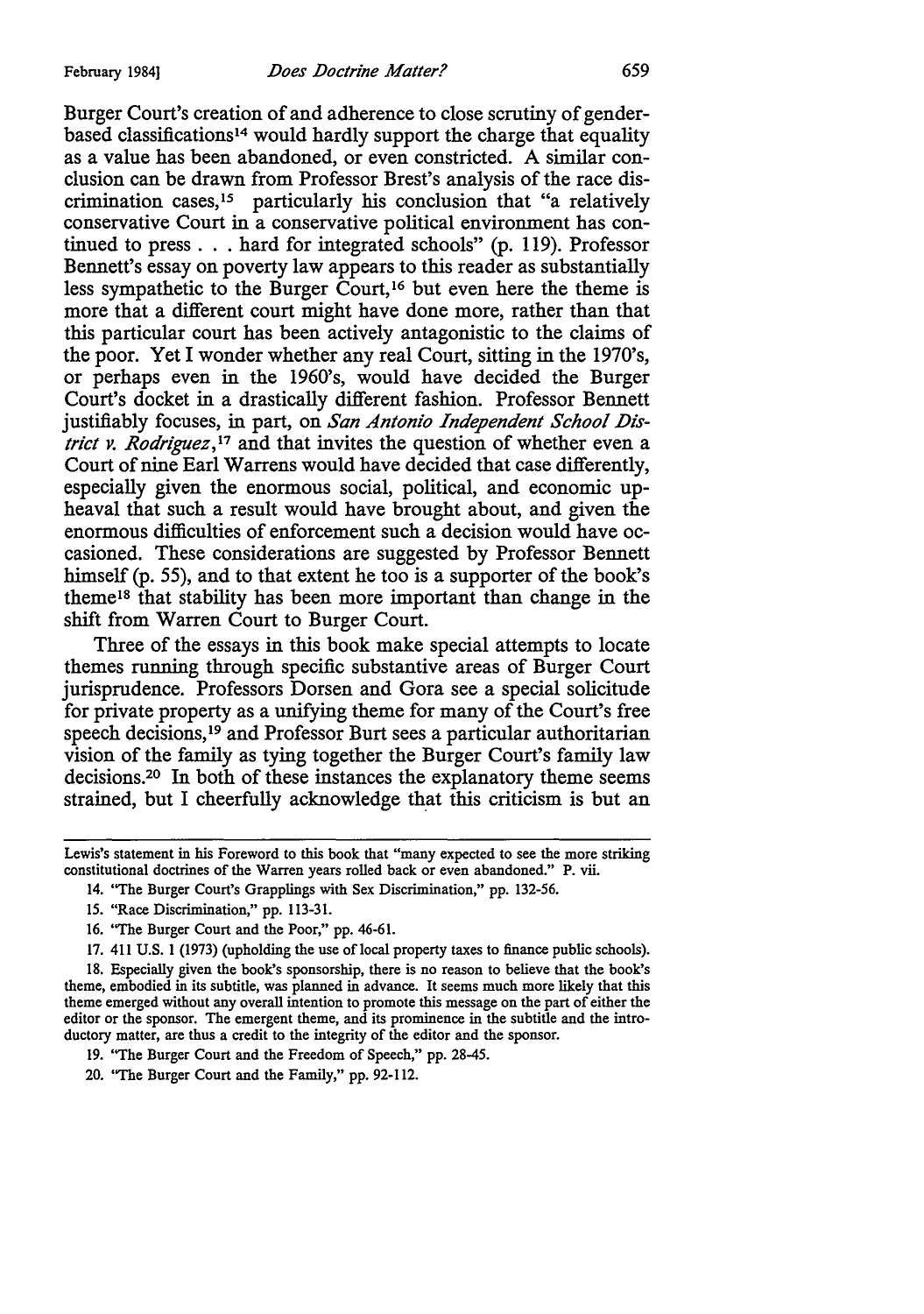Burger Court's creation of and adherence to close scrutiny of gender-based classifications[14] would hardly support the charge that equality as a value has been abandoned, or even constricted. A similar conclusion can be drawn from Professor Brest's analysis of the race discrimination cases,[15] particularly his conclusion that "a relatively conservative Court in a conservative political environment has continued to press . . . hard for integrated schools" (p. 119). Professor Bennett's essay on poverty law appears to this reader as substantially less sympathetic to the Burger Court,[16] but even here the theme is more that a different court might have done more, rather than that this particular court has been actively antagonistic to the claims of the poor. Yet I wonder whether any real Court, sitting in the 1970's, or perhaps even in the 1960's, would have decided the Burger Court's docket in a drastically different fashion. Professor Bennett justifiably focuses, in part, on *San Antonio Independent School District v. Rodriguez*,[17] and that invites the question of whether even a Court of nine Earl Warrens would have decided that case differently, especially given the enormous social, political, and economic upheaval that such a result would have brought about, and given the enormous difficulties of enforcement such a decision would have occasioned. These considerations are suggested by Professor Bennett himself (p. 55), and to that extent he too is a supporter of the book's theme[18] that stability has been more important than change in the shift from Warren Court to Burger Court.

Three of the essays in this book make special attempts to locate themes running through specific substantive areas of Burger Court jurisprudence. Professors Dorsen and Gora see a special solicitude for private property as a unifying theme for many of the Court's free speech decisions,[19] and Professor Burt sees a particular authoritarian vision of the family as tying together the Burger Court's family law decisions.[20] In both of these instances the explanatory theme seems strained, but I cheerfully acknowledge that this criticism is but an

---

Lewis's statement in his Foreword to this book that "many expected to see the more striking constitutional doctrines of the Warren years rolled back or even abandoned." P. vii.

14. "The Burger Court's Grapplings with Sex Discrimination," pp. 132-56.

15. "Race Discrimination," pp. 113-31.

16. "The Burger Court and the Poor," pp. 46-61.

17. 411 U.S. 1 (1973) (upholding the use of local property taxes to finance public schools).

18. Especially given the book's sponsorship, there is no reason to believe that the book's theme, embodied in its subtitle, was planned in advance. It seems much more likely that this theme emerged without any overall intention to promote this message on the part of either the editor or the sponsor. The emergent theme, and its prominence in the subtitle and the introductory matter, are thus a credit to the integrity of the editor and the sponsor.

19. "The Burger Court and the Freedom of Speech," pp. 28-45.

20. "The Burger Court and the Family," pp. 92-112.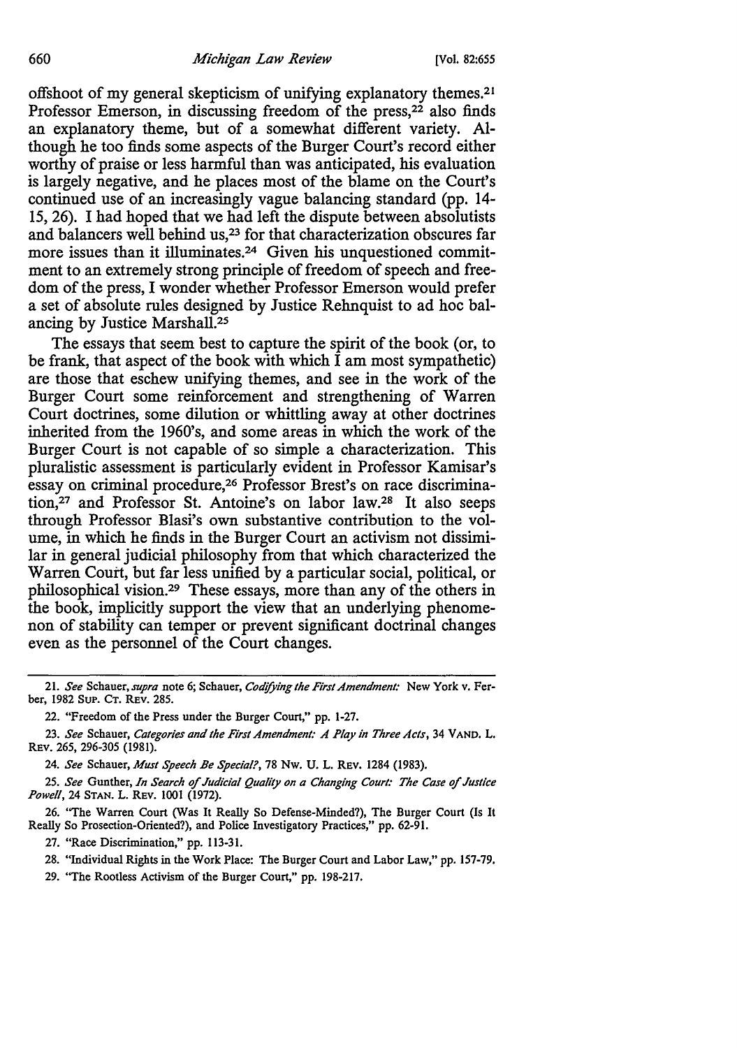offshoot of my general skepticism of unifying explanatory themes.[21] Professor Emerson, in discussing freedom of the press,[22] also finds an explanatory theme, but of a somewhat different variety. Although he too finds some aspects of the Burger Court's record either worthy of praise or less harmful than was anticipated, his evaluation is largely negative, and he places most of the blame on the Court's continued use of an increasingly vague balancing standard (pp. 14-15, 26). I had hoped that we had left the dispute between absolutists and balancers well behind us,[23] for that characterization obscures far more issues than it illuminates.[24] Given his unquestioned commitment to an extremely strong principle of freedom of speech and freedom of the press, I wonder whether Professor Emerson would prefer a set of absolute rules designed by Justice Rehnquist to ad hoc balancing by Justice Marshall.[25]

The essays that seem best to capture the spirit of the book (or, to be frank, that aspect of the book with which I am most sympathetic) are those that eschew unifying themes, and see in the work of the Burger Court some reinforcement and strengthening of Warren Court doctrines, some dilution or whittling away at other doctrines inherited from the 1960's, and some areas in which the work of the Burger Court is not capable of so simple a characterization. This pluralistic assessment is particularly evident in Professor Kamisar's essay on criminal procedure,[26] Professor Brest's on race discrimination,[27] and Professor St. Antoine's on labor law.[28] It also seeps through Professor Blasi's own substantive contribution to the volume, in which he finds in the Burger Court an activism not dissimilar in general judicial philosophy from that which characterized the Warren Court, but far less unified by a particular social, political, or philosophical vision.[29] These essays, more than any of the others in the book, implicitly support the view that an underlying phenomenon of stability can temper or prevent significant doctrinal changes even as the personnel of the Court changes.

---

21. *See* Schauer, *supra* note 6; Schauer, *Codifying the First Amendment:* New York v. Ferber, 1982 SUP. CT. REV. 285.

22. "Freedom of the Press under the Burger Court," pp. 1-27.

23. *See* Schauer, *Categories and the First Amendment: A Play in Three Acts*, 34 VAND. L. REV. 265, 296-305 (1981).

24. *See* Schauer, *Must Speech Be Special?*, 78 NW. U. L. REV. 1284 (1983).

25. *See* Gunther, *In Search of Judicial Quality on a Changing Court: The Case of Justice Powell*, 24 STAN. L. REV. 1001 (1972).

26. "The Warren Court (Was It Really So Defense-Minded?), The Burger Court (Is It Really So Prosecution-Oriented?), and Police Investigatory Practices," pp. 62-91.

27. "Race Discrimination," pp. 113-31.

28. "Individual Rights in the Work Place: The Burger Court and Labor Law," pp. 157-79.

29. "The Rootless Activism of the Burger Court," pp. 198-217.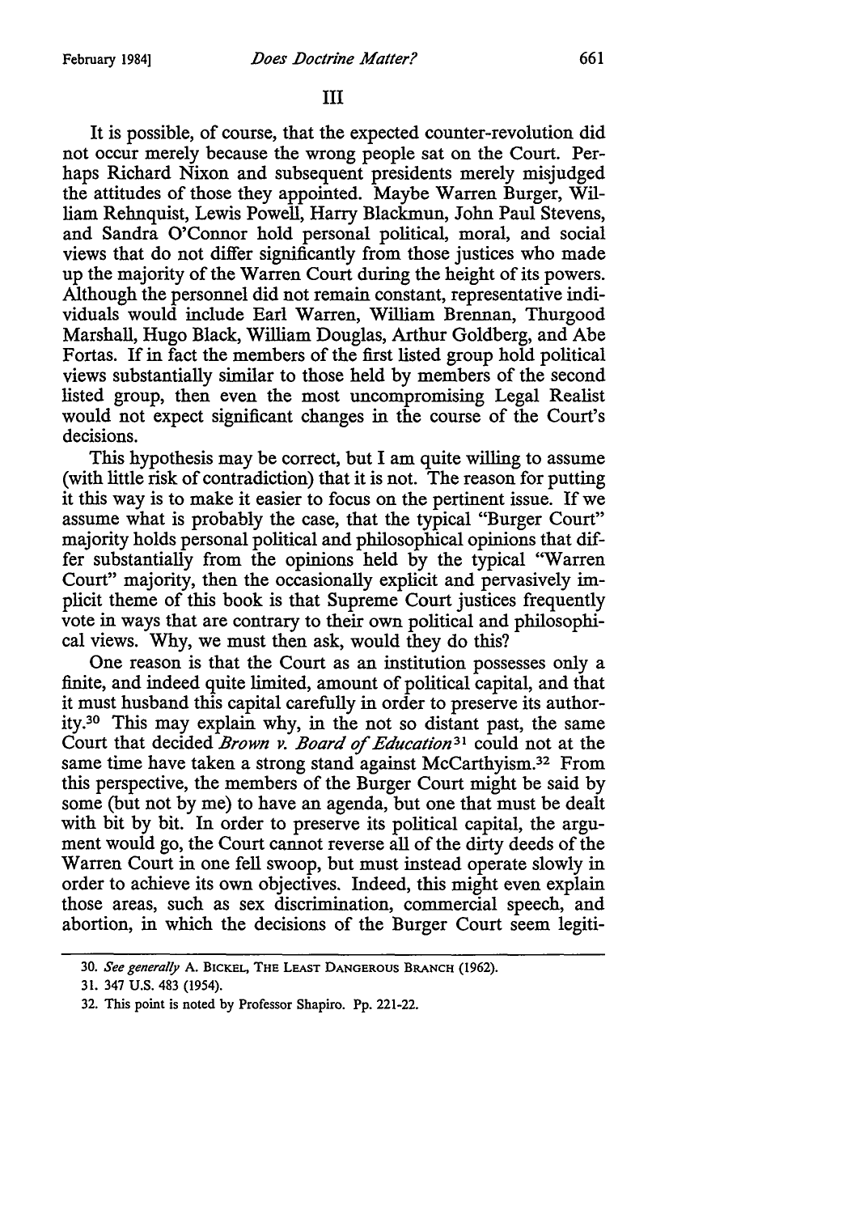## III

It is possible, of course, that the expected counter-revolution did not occur merely because the wrong people sat on the Court. Perhaps Richard Nixon and subsequent presidents merely misjudged the attitudes of those they appointed. Maybe Warren Burger, William Rehnquist, Lewis Powell, Harry Blackmun, John Paul Stevens, and Sandra O'Connor hold personal political, moral, and social views that do not differ significantly from those justices who made up the majority of the Warren Court during the height of its powers. Although the personnel did not remain constant, representative individuals would include Earl Warren, William Brennan, Thurgood Marshall, Hugo Black, William Douglas, Arthur Goldberg, and Abe Fortas. If in fact the members of the first listed group hold political views substantially similar to those held by members of the second listed group, then even the most uncompromising Legal Realist would not expect significant changes in the course of the Court's decisions.

This hypothesis may be correct, but I am quite willing to assume (with little risk of contradiction) that it is not. The reason for putting it this way is to make it easier to focus on the pertinent issue. If we assume what is probably the case, that the typical "Burger Court" majority holds personal political and philosophical opinions that differ substantially from the opinions held by the typical "Warren Court" majority, then the occasionally explicit and pervasively implicit theme of this book is that Supreme Court justices frequently vote in ways that are contrary to their own political and philosophical views. Why, we must then ask, would they do this?

One reason is that the Court as an institution possesses only a finite, and indeed quite limited, amount of political capital, and that it must husband this capital carefully in order to preserve its authority.[30] This may explain why, in the not so distant past, the same Court that decided *Brown v. Board of Education*[31] could not at the same time have taken a strong stand against McCarthyism.[32] From this perspective, the members of the Burger Court might be said by some (but not by me) to have an agenda, but one that must be dealt with bit by bit. In order to preserve its political capital, the argument would go, the Court cannot reverse all of the dirty deeds of the Warren Court in one fell swoop, but must instead operate slowly in order to achieve its own objectives. Indeed, this might even explain those areas, such as sex discrimination, commercial speech, and abortion, in which the decisions of the Burger Court seem legiti-

30. *See generally* A. BICKEL, THE LEAST DANGEROUS BRANCH (1962).

31. 347 U.S. 483 (1954).

32. This point is noted by Professor Shapiro. Pp. 221-22.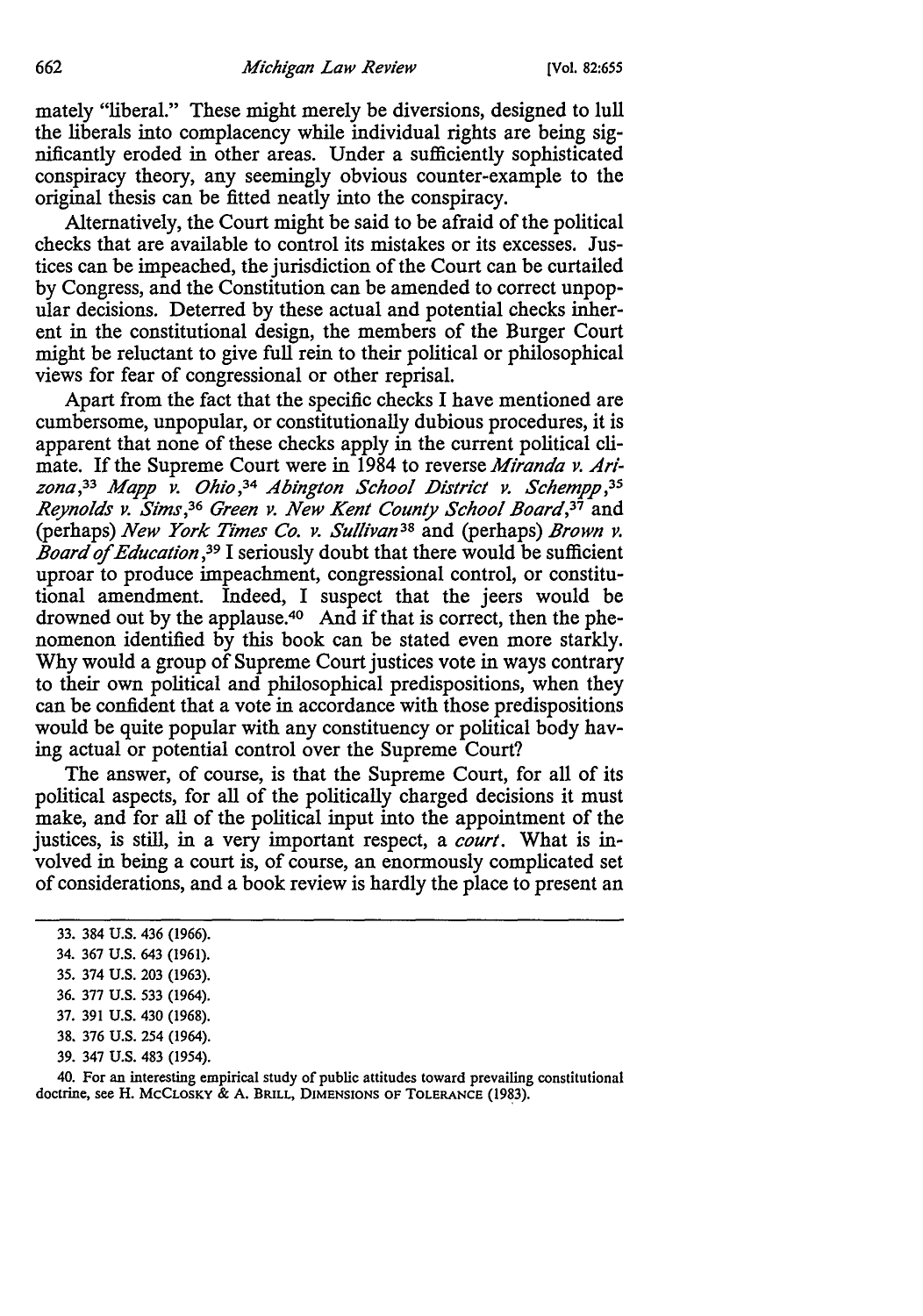mately "liberal." These might merely be diversions, designed to lull the liberals into complacency while individual rights are being significantly eroded in other areas. Under a sufficiently sophisticated conspiracy theory, any seemingly obvious counter-example to the original thesis can be fitted neatly into the conspiracy.

Alternatively, the Court might be said to be afraid of the political checks that are available to control its mistakes or its excesses. Justices can be impeached, the jurisdiction of the Court can be curtailed by Congress, and the Constitution can be amended to correct unpopular decisions. Deterred by these actual and potential checks inherent in the constitutional design, the members of the Burger Court might be reluctant to give full rein to their political or philosophical views for fear of congressional or other reprisal.

Apart from the fact that the specific checks I have mentioned are cumbersome, unpopular, or constitutionally dubious procedures, it is apparent that none of these checks apply in the current political climate. If the Supreme Court were in 1984 to reverse *Miranda v. Arizona*,[33] *Mapp v. Ohio*,[34] *Abington School District v. Schempp*,[35] *Reynolds v. Sims*,[36] *Green v. New Kent County School Board*,[37] and (perhaps) *New York Times Co. v. Sullivan*[38] and (perhaps) *Brown v. Board of Education*,[39] I seriously doubt that there would be sufficient uproar to produce impeachment, congressional control, or constitutional amendment. Indeed, I suspect that the jeers would be drowned out by the applause.[40] And if that is correct, then the phenomenon identified by this book can be stated even more starkly. Why would a group of Supreme Court justices vote in ways contrary to their own political and philosophical predispositions, when they can be confident that a vote in accordance with those predispositions would be quite popular with any constituency or political body having actual or potential control over the Supreme Court?

The answer, of course, is that the Supreme Court, for all of its political aspects, for all of the politically charged decisions it must make, and for all of the political input into the appointment of the justices, is still, in a very important respect, a *court*. What is involved in being a court is, of course, an enormously complicated set of considerations, and a book review is hardly the place to present an

---

33. 384 U.S. 436 (1966).

34. 367 U.S. 643 (1961).

35. 374 U.S. 203 (1963).

36. 377 U.S. 533 (1964).

37. 391 U.S. 430 (1968).

38. 376 U.S. 254 (1964).

39. 347 U.S. 483 (1954).

40. For an interesting empirical study of public attitudes toward prevailing constitutional doctrine, see H. McClosky & A. Brill, Dimensions of Tolerance (1983).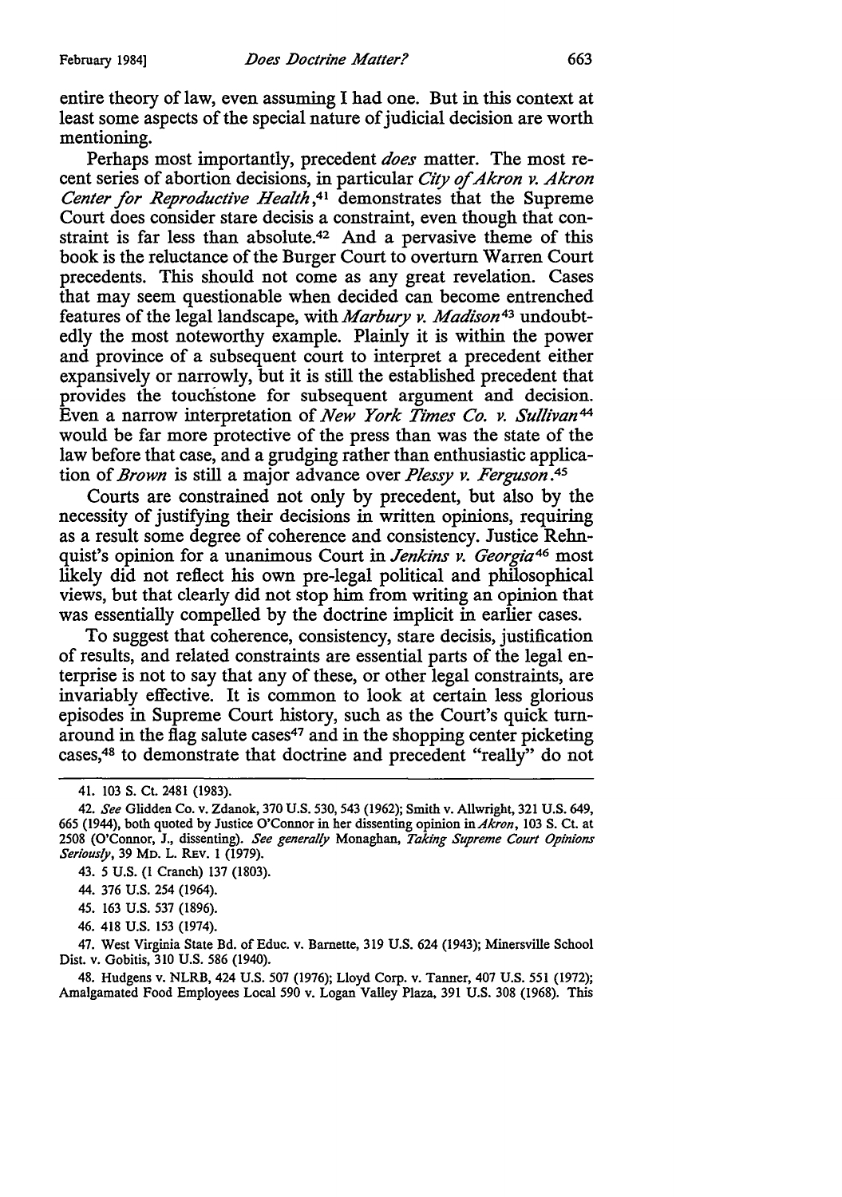entire theory of law, even assuming I had one. But in this context at least some aspects of the special nature of judicial decision are worth mentioning.

Perhaps most importantly, precedent *does* matter. The most recent series of abortion decisions, in particular *City of Akron v. Akron Center for Reproductive Health*,[41] demonstrates that the Supreme Court does consider stare decisis a constraint, even though that constraint is far less than absolute.[42] And a pervasive theme of this book is the reluctance of the Burger Court to overturn Warren Court precedents. This should not come as any great revelation. Cases that may seem questionable when decided can become entrenched features of the legal landscape, with *Marbury v. Madison*[43] undoubtedly the most noteworthy example. Plainly it is within the power and province of a subsequent court to interpret a precedent either expansively or narrowly, but it is still the established precedent that provides the touchstone for subsequent argument and decision. Even a narrow interpretation of *New York Times Co. v. Sullivan*[44] would be far more protective of the press than was the state of the law before that case, and a grudging rather than enthusiastic application of *Brown* is still a major advance over *Plessy v. Ferguson*.[45]

Courts are constrained not only by precedent, but also by the necessity of justifying their decisions in written opinions, requiring as a result some degree of coherence and consistency. Justice Rehnquist's opinion for a unanimous Court in *Jenkins v. Georgia*[46] most likely did not reflect his own pre-legal political and philosophical views, but that clearly did not stop him from writing an opinion that was essentially compelled by the doctrine implicit in earlier cases.

To suggest that coherence, consistency, stare decisis, justification of results, and related constraints are essential parts of the legal enterprise is not to say that any of these, or other legal constraints, are invariably effective. It is common to look at certain less glorious episodes in Supreme Court history, such as the Court's quick turnaround in the flag salute cases[47] and in the shopping center picketing cases,[48] to demonstrate that doctrine and precedent "really" do not

---

41. 103 S. Ct. 2481 (1983).

42. *See* Glidden Co. v. Zdanok, 370 U.S. 530, 543 (1962); Smith v. Allwright, 321 U.S. 649, 665 (1944), both quoted by Justice O'Connor in her dissenting opinion in *Akron*, 103 S. Ct. at 2508 (O'Connor, J., dissenting). *See generally* Monaghan, *Taking Supreme Court Opinions Seriously*, 39 MD. L. REV. 1 (1979).

43. 5 U.S. (1 Cranch) 137 (1803).

44. 376 U.S. 254 (1964).

45. 163 U.S. 537 (1896).

46. 418 U.S. 153 (1974).

47. West Virginia State Bd. of Educ. v. Barnette, 319 U.S. 624 (1943); Minersville School Dist. v. Gobitis, 310 U.S. 586 (1940).

48. Hudgens v. NLRB, 424 U.S. 507 (1976); Lloyd Corp. v. Tanner, 407 U.S. 551 (1972); Amalgamated Food Employees Local 590 v. Logan Valley Plaza, 391 U.S. 308 (1968). This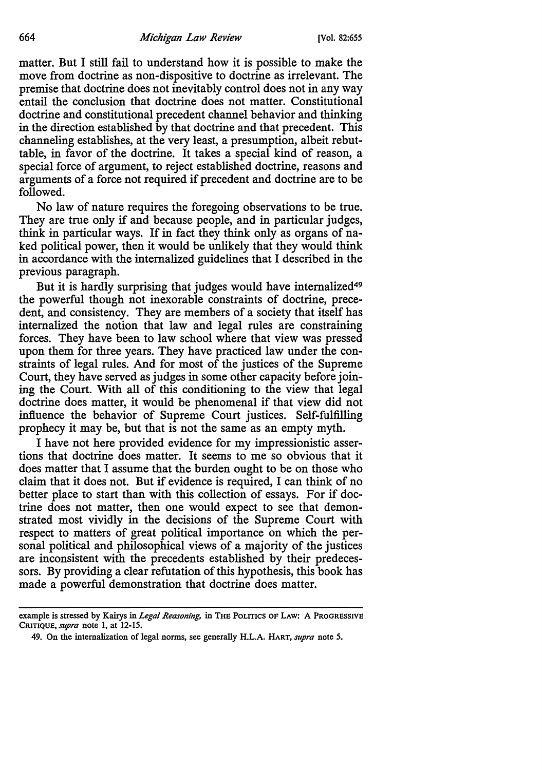matter. But I still fail to understand how it is possible to make the move from doctrine as non-dispositive to doctrine as irrelevant. The premise that doctrine does not inevitably control does not in any way entail the conclusion that doctrine does not matter. Constitutional doctrine and constitutional precedent channel behavior and thinking in the direction established by that doctrine and that precedent. This channeling establishes, at the very least, a presumption, albeit rebuttable, in favor of the doctrine. It takes a special kind of reason, a special force of argument, to reject established doctrine, reasons and arguments of a force not required if precedent and doctrine are to be followed.

No law of nature requires the foregoing observations to be true. They are true only if and because people, and in particular judges, think in particular ways. If in fact they think only as organs of naked political power, then it would be unlikely that they would think in accordance with the internalized guidelines that I described in the previous paragraph.

But it is hardly surprising that judges would have internalized[49] the powerful though not inexorable constraints of doctrine, precedent, and consistency. They are members of a society that itself has internalized the notion that law and legal rules are constraining forces. They have been to law school where that view was pressed upon them for three years. They have practiced law under the constraints of legal rules. And for most of the justices of the Supreme Court, they have served as judges in some other capacity before joining the Court. With all of this conditioning to the view that legal doctrine does matter, it would be phenomenal if that view did not influence the behavior of Supreme Court justices. Self-fulfilling prophecy it may be, but that is not the same as an empty myth.

I have not here provided evidence for my impressionistic assertions that doctrine does matter. It seems to me so obvious that it does matter that I assume that the burden ought to be on those who claim that it does not. But if evidence is required, I can think of no better place to start than with this collection of essays. For if doctrine does not matter, then one would expect to see that demonstrated most vividly in the decisions of the Supreme Court with respect to matters of great political importance on which the personal political and philosophical views of a majority of the justices are inconsistent with the precedents established by their predecessors. By providing a clear refutation of this hypothesis, this book has made a powerful demonstration that doctrine does matter.

---

example is stressed by Kairys in *Legal Reasoning*, in THE POLITICS OF LAW: A PROGRESSIVE CRITIQUE, *supra* note 1, at 12-15.

49. On the internalization of legal norms, see generally H.L.A. HART, *supra* note 5.